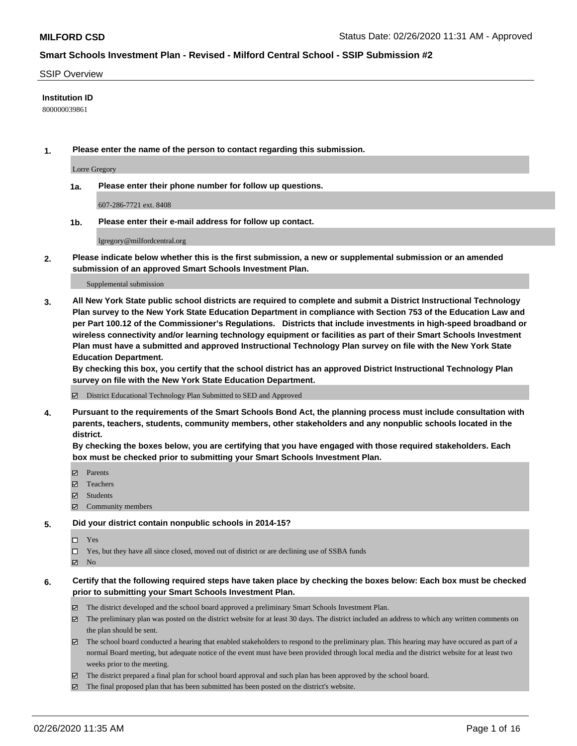**MILFORD CSD** Status Date: 02/26/2020 11:31 AM - Approved

## Smart Schools Investment Plan - Revised - Milford Central School - SSIP Submission #2

SSIP Overview

**Institution ID**

800000039861

**1. Please enter the name of the person to contact regarding this submission.**

Lorre Gregory

**1a. Please enter their phone number for follow up questions.**

607-286-7721 ext. 8408

**1b. Please enter their e-mail address for follow up contact.**

lgregory@milfordcentral.org

**2. Please indicate below whether this is the first submission, a new or supplemental submission or an amended submission of an approved Smart Schools Investment Plan.**

Supplemental submission

**3. All New York State public school districts are required to complete and submit a District Instructional Technology Plan survey to the New York State Education Department in compliance with Section 753 of the Education Law and per Part 100.12 of the Commissioner's Regulations. Districts that include investments in high-speed broadband or wireless connectivity and/or learning technology equipment or facilities as part of their Smart Schools Investment Plan must have a submitted and approved Instructional Technology Plan survey on file with the New York State Education Department.**
**By checking this box, you certify that the school district has an approved District Instructional Technology Plan survey on file with the New York State Education Department.**

☑ District Educational Technology Plan Submitted to SED and Approved

**4. Pursuant to the requirements of the Smart Schools Bond Act, the planning process must include consultation with parents, teachers, students, community members, other stakeholders and any nonpublic schools located in the district.**
**By checking the boxes below, you are certifying that you have engaged with those required stakeholders. Each box must be checked prior to submitting your Smart Schools Investment Plan.**

☑ Parents
☑ Teachers
☑ Students
☑ Community members

**5. Did your district contain nonpublic schools in 2014-15?**

☐ Yes
☐ Yes, but they have all since closed, moved out of district or are declining use of SSBA funds
☑ No

**6. Certify that the following required steps have taken place by checking the boxes below: Each box must be checked prior to submitting your Smart Schools Investment Plan.**

☑ The district developed and the school board approved a preliminary Smart Schools Investment Plan.
☑ The preliminary plan was posted on the district website for at least 30 days. The district included an address to which any written comments on the plan should be sent.
☑ The school board conducted a hearing that enabled stakeholders to respond to the preliminary plan. This hearing may have occured as part of a normal Board meeting, but adequate notice of the event must have been provided through local media and the district website for at least two weeks prior to the meeting.
☑ The district prepared a final plan for school board approval and such plan has been approved by the school board.
☑ The final proposed plan that has been submitted has been posted on the district's website.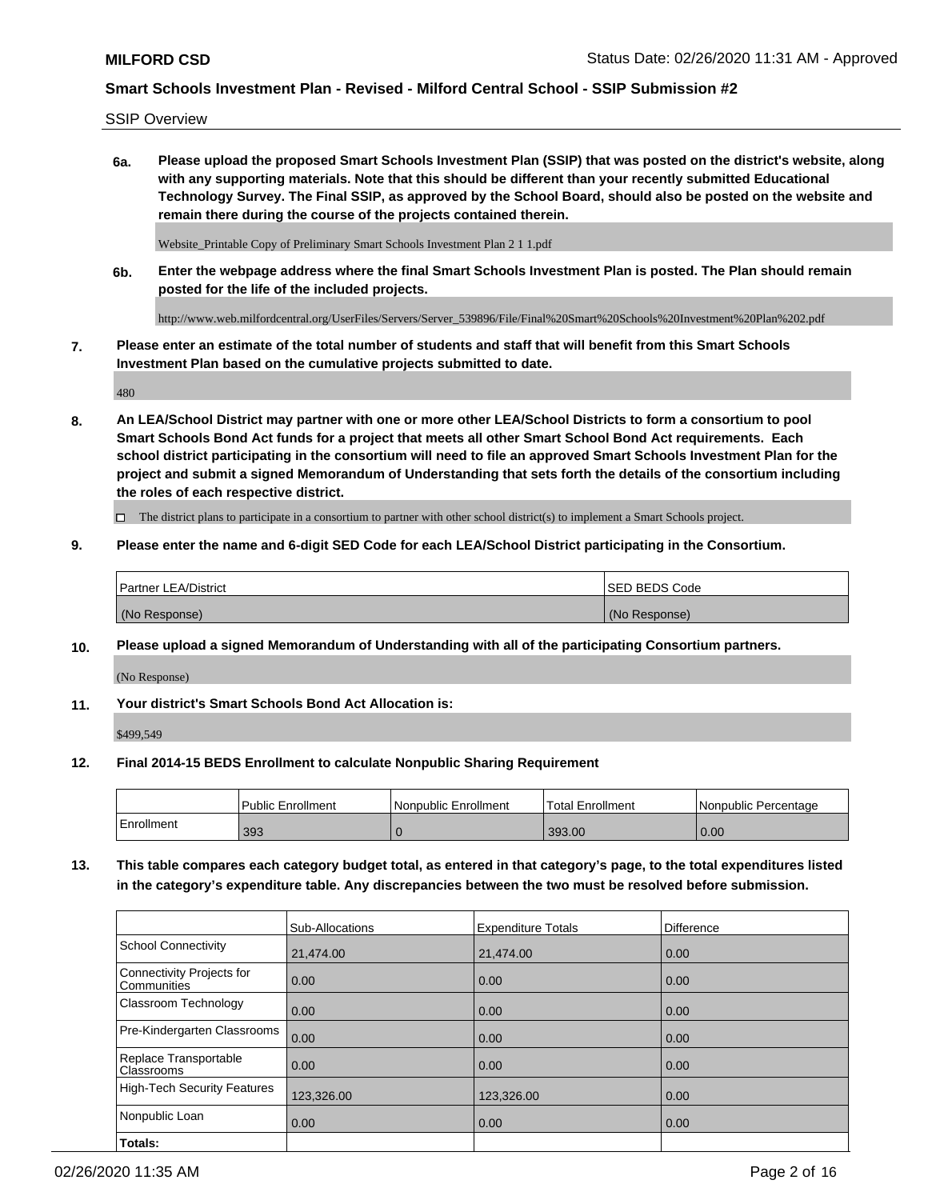**MILFORD CSD**

Status Date: 02/26/2020 11:31 AM - Approved

**Smart Schools Investment Plan - Revised - Milford Central School - SSIP Submission #2**

SSIP Overview

**6a. Please upload the proposed Smart Schools Investment Plan (SSIP) that was posted on the district's website, along with any supporting materials. Note that this should be different than your recently submitted Educational Technology Survey. The Final SSIP, as approved by the School Board, should also be posted on the website and remain there during the course of the projects contained therein.**

Website_Printable Copy of Preliminary Smart Schools Investment Plan 2 1 1.pdf

**6b. Enter the webpage address where the final Smart Schools Investment Plan is posted. The Plan should remain posted for the life of the included projects.**

http://www.web.milfordcentral.org/UserFiles/Servers/Server_539896/File/Final%20Smart%20Schools%20Investment%20Plan%202.pdf

**7. Please enter an estimate of the total number of students and staff that will benefit from this Smart Schools Investment Plan based on the cumulative projects submitted to date.**

480

**8. An LEA/School District may partner with one or more other LEA/School Districts to form a consortium to pool Smart Schools Bond Act funds for a project that meets all other Smart School Bond Act requirements. Each school district participating in the consortium will need to file an approved Smart Schools Investment Plan for the project and submit a signed Memorandum of Understanding that sets forth the details of the consortium including the roles of each respective district.**

☐ The district plans to participate in a consortium to partner with other school district(s) to implement a Smart Schools project.

**9. Please enter the name and 6-digit SED Code for each LEA/School District participating in the Consortium.**

| Partner LEA/District | SED BEDS Code |
|---|---|
| (No Response) | (No Response) |

**10. Please upload a signed Memorandum of Understanding with all of the participating Consortium partners.**

(No Response)

**11. Your district's Smart Schools Bond Act Allocation is:**

$499,549

**12. Final 2014-15 BEDS Enrollment to calculate Nonpublic Sharing Requirement**

| | Public Enrollment | Nonpublic Enrollment | Total Enrollment | Nonpublic Percentage |
|---|---|---|---|---|
| Enrollment | 393 | 0 | 393.00 | 0.00 |

**13. This table compares each category budget total, as entered in that category's page, to the total expenditures listed in the category's expenditure table. Any discrepancies between the two must be resolved before submission.**

| | Sub-Allocations | Expenditure Totals | Difference |
|---|---|---|---|
| School Connectivity | 21,474.00 | 21,474.00 | 0.00 |
| Connectivity Projects for Communities | 0.00 | 0.00 | 0.00 |
| Classroom Technology | 0.00 | 0.00 | 0.00 |
| Pre-Kindergarten Classrooms | 0.00 | 0.00 | 0.00 |
| Replace Transportable Classrooms | 0.00 | 0.00 | 0.00 |
| High-Tech Security Features | 123,326.00 | 123,326.00 | 0.00 |
| Nonpublic Loan | 0.00 | 0.00 | 0.00 |
| **Totals:** | | | |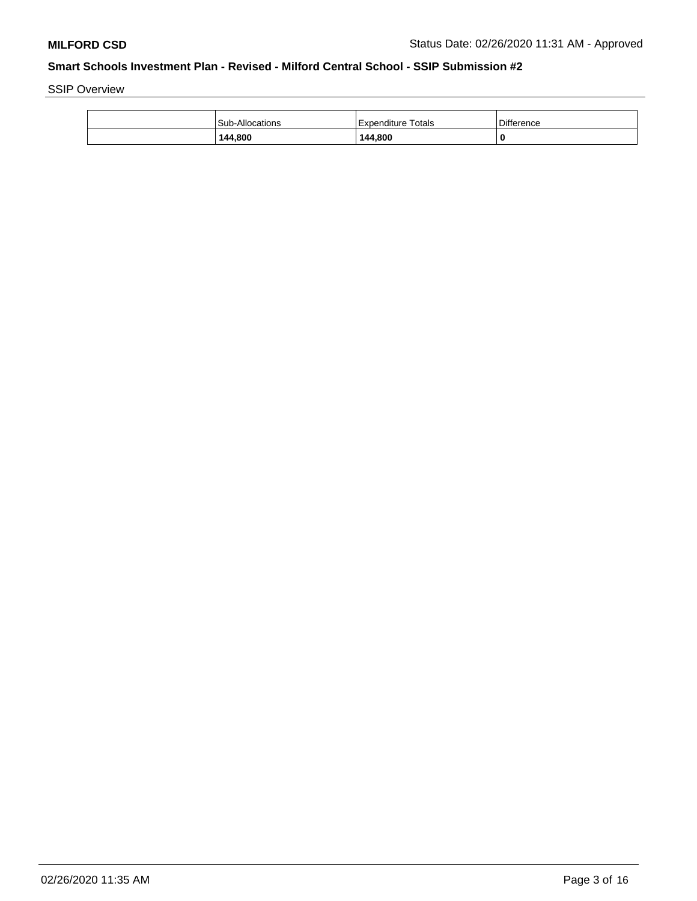SSIP Overview

| | Sub-Allocations | Expenditure Totals | Difference |
|---|---|---|---|
| | **144,800** | **144,800** | **0** |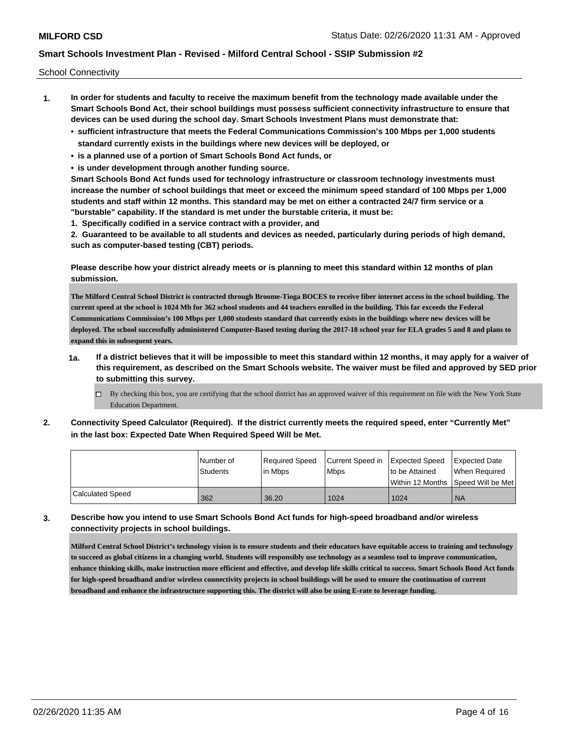School Connectivity

1. **In order for students and faculty to receive the maximum benefit from the technology made available under the Smart Schools Bond Act, their school buildings must possess sufficient connectivity infrastructure to ensure that devices can be used during the school day. Smart Schools Investment Plans must demonstrate that:**
   - **sufficient infrastructure that meets the Federal Communications Commission's 100 Mbps per 1,000 students standard currently exists in the buildings where new devices will be deployed, or**
   - **is a planned use of a portion of Smart Schools Bond Act funds, or**
   - **is under development through another funding source.**

   **Smart Schools Bond Act funds used for technology infrastructure or classroom technology investments must increase the number of school buildings that meet or exceed the minimum speed standard of 100 Mbps per 1,000 students and staff within 12 months. This standard may be met on either a contracted 24/7 firm service or a "burstable" capability. If the standard is met under the burstable criteria, it must be:**

   **1. Specifically codified in a service contract with a provider, and**

   **2. Guaranteed to be available to all students and devices as needed, particularly during periods of high demand, such as computer-based testing (CBT) periods.**

   **Please describe how your district already meets or is planning to meet this standard within 12 months of plan submission.**

   **The Milford Central School District is contracted through Broome-Tioga BOCES to receive fiber internet access in the school building. The current speed at the school is 1024 Mb for 362 school students and 44 teachers enrolled in the building. This far exceeds the Federal Communications Commission's 100 Mbps per 1,000 students standard that currently exists in the buildings where new devices will be deployed. The school successfully administered Computer-Based testing during the 2017-18 school year for ELA grades 5 and 8 and plans to expand this in subsequent years.**

   **1a.** **If a district believes that it will be impossible to meet this standard within 12 months, it may apply for a waiver of this requirement, as described on the Smart Schools website. The waiver must be filed and approved by SED prior to submitting this survey.**

   - ☐ By checking this box, you are certifying that the school district has an approved waiver of this requirement on file with the New York State Education Department.

2. **Connectivity Speed Calculator (Required). If the district currently meets the required speed, enter "Currently Met" in the last box: Expected Date When Required Speed Will be Met.**

| | Number of Students | Required Speed in Mbps | Current Speed in Mbps | Expected Speed to be Attained Within 12 Months | Expected Date When Required Speed Will be Met |
|---|---|---|---|---|---|
| Calculated Speed | 362 | 36.20 | 1024 | 1024 | NA |

3. **Describe how you intend to use Smart Schools Bond Act funds for high-speed broadband and/or wireless connectivity projects in school buildings.**

   **Milford Central School District's technology vision is to ensure students and their educators have equitable access to training and technology to succeed as global citizens in a changing world. Students will responsibly use technology as a seamless tool to improve communication, enhance thinking skills, make instruction more efficient and effective, and develop life skills critical to success. Smart Schools Bond Act funds for high-speed broadband and/or wireless connectivity projects in school buildings will be used to ensure the continuation of current broadband and enhance the infrastructure supporting this. The district will also be using E-rate to leverage funding.**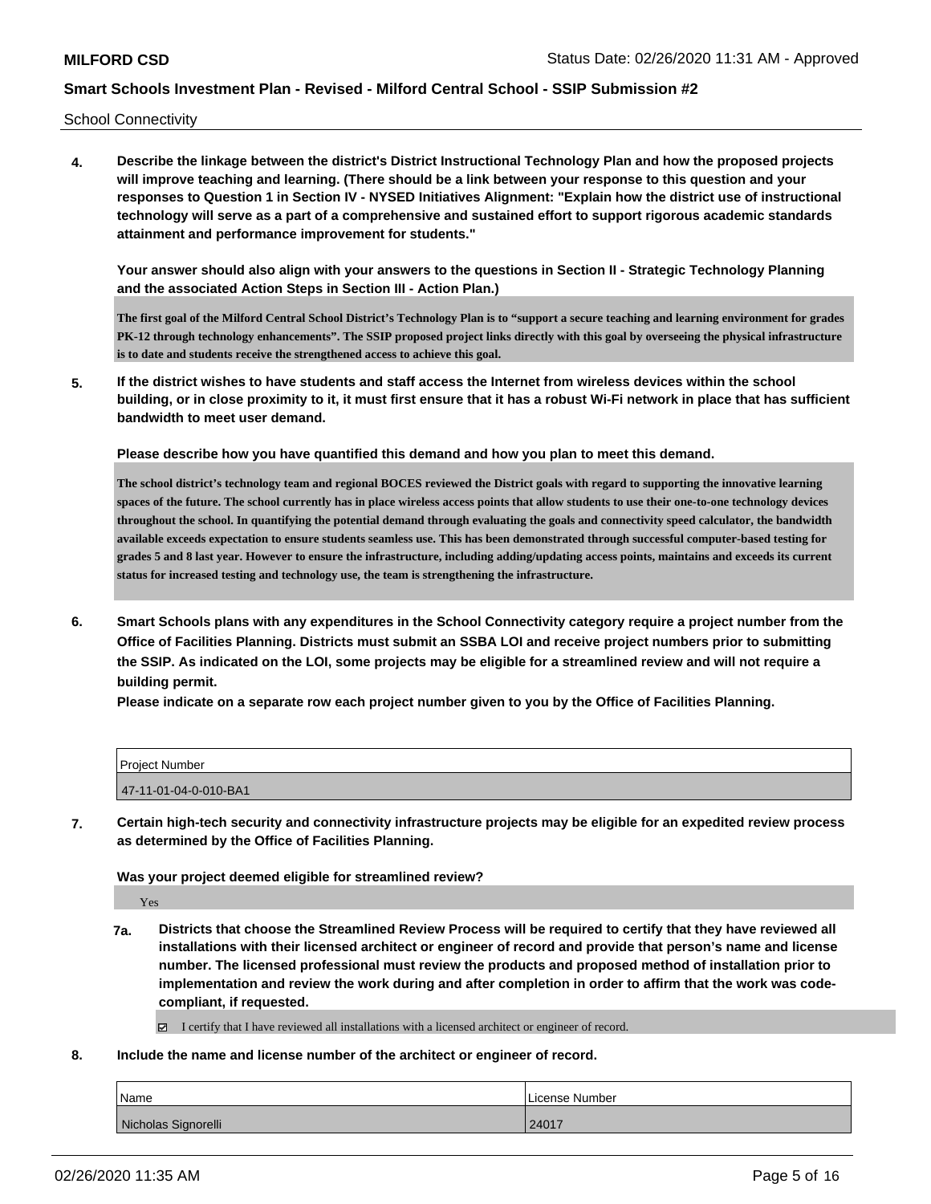School Connectivity

**4. Describe the linkage between the district's District Instructional Technology Plan and how the proposed projects will improve teaching and learning. (There should be a link between your response to this question and your responses to Question 1 in Section IV - NYSED Initiatives Alignment: "Explain how the district use of instructional technology will serve as a part of a comprehensive and sustained effort to support rigorous academic standards attainment and performance improvement for students."**

**Your answer should also align with your answers to the questions in Section II - Strategic Technology Planning and the associated Action Steps in Section III - Action Plan.)**

**The first goal of the Milford Central School District's Technology Plan is to "support a secure teaching and learning environment for grades PK-12 through technology enhancements". The SSIP proposed project links directly with this goal by overseeing the physical infrastructure is to date and students receive the strengthened access to achieve this goal.**

**5. If the district wishes to have students and staff access the Internet from wireless devices within the school building, or in close proximity to it, it must first ensure that it has a robust Wi-Fi network in place that has sufficient bandwidth to meet user demand.**

**Please describe how you have quantified this demand and how you plan to meet this demand.**

**The school district's technology team and regional BOCES reviewed the District goals with regard to supporting the innovative learning spaces of the future. The school currently has in place wireless access points that allow students to use their one-to-one technology devices throughout the school. In quantifying the potential demand through evaluating the goals and connectivity speed calculator, the bandwidth available exceeds expectation to ensure students seamless use. This has been demonstrated through successful computer-based testing for grades 5 and 8 last year. However to ensure the infrastructure, including adding/updating access points, maintains and exceeds its current status for increased testing and technology use, the team is strengthening the infrastructure.**

**6. Smart Schools plans with any expenditures in the School Connectivity category require a project number from the Office of Facilities Planning. Districts must submit an SSBA LOI and receive project numbers prior to submitting the SSIP. As indicated on the LOI, some projects may be eligible for a streamlined review and will not require a building permit.**

**Please indicate on a separate row each project number given to you by the Office of Facilities Planning.**

| Project Number |
|---|
| 47-11-01-04-0-010-BA1 |

**7. Certain high-tech security and connectivity infrastructure projects may be eligible for an expedited review process as determined by the Office of Facilities Planning.**

**Was your project deemed eligible for streamlined review?**

Yes

**7a. Districts that choose the Streamlined Review Process will be required to certify that they have reviewed all installations with their licensed architect or engineer of record and provide that person's name and license number. The licensed professional must review the products and proposed method of installation prior to implementation and review the work during and after completion in order to affirm that the work was code-compliant, if requested.**

☑ I certify that I have reviewed all installations with a licensed architect or engineer of record.

**8. Include the name and license number of the architect or engineer of record.**

| Name | License Number |
|---|---|
| Nicholas Signorelli | 24017 |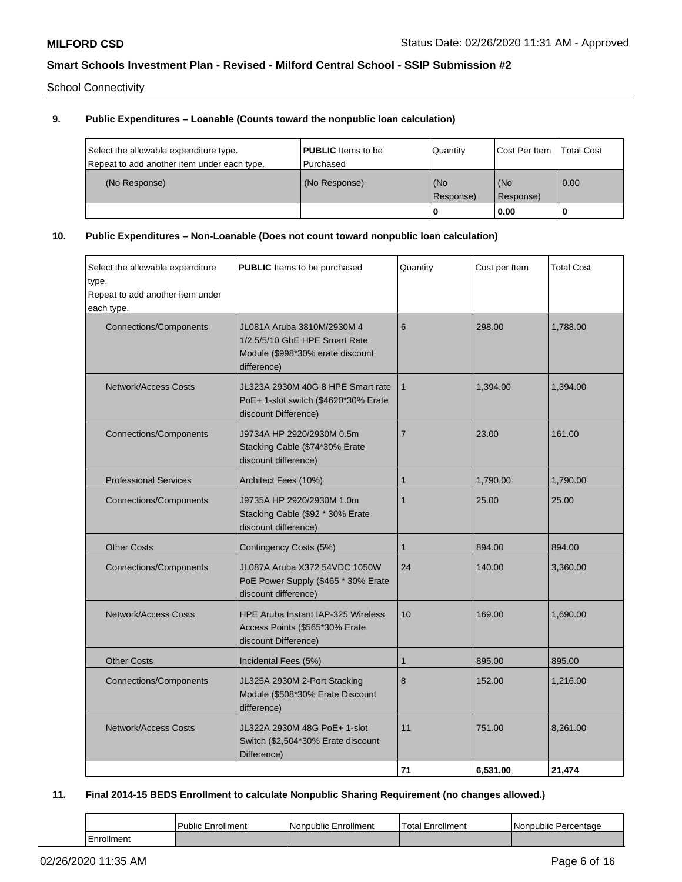School Connectivity

**9. Public Expenditures – Loanable (Counts toward the nonpublic loan calculation)**

| Select the allowable expenditure type. Repeat to add another item under each type. | **PUBLIC** Items to be Purchased | Quantity | Cost Per Item | Total Cost |
|---|---|---|---|---|
| (No Response) | (No Response) | (No Response) | (No Response) | 0.00 |
| | | **0** | **0.00** | **0** |

**10. Public Expenditures – Non-Loanable (Does not count toward nonpublic loan calculation)**

| Select the allowable expenditure type. Repeat to add another item under each type. | **PUBLIC** Items to be purchased | Quantity | Cost per Item | Total Cost |
|---|---|---|---|---|
| Connections/Components | JL081A Aruba 3810M/2930M 4 1/2.5/5/10 GbE HPE Smart Rate Module ($998*30% erate discount difference) | 6 | 298.00 | 1,788.00 |
| Network/Access Costs | JL323A 2930M 40G 8 HPE Smart rate PoE+ 1-slot switch ($4620*30% Erate discount Difference) | 1 | 1,394.00 | 1,394.00 |
| Connections/Components | J9734A HP 2920/2930M 0.5m Stacking Cable ($74*30% Erate discount difference) | 7 | 23.00 | 161.00 |
| Professional Services | Architect Fees (10%) | 1 | 1,790.00 | 1,790.00 |
| Connections/Components | J9735A HP 2920/2930M 1.0m Stacking Cable ($92 * 30% Erate discount difference) | 1 | 25.00 | 25.00 |
| Other Costs | Contingency Costs (5%) | 1 | 894.00 | 894.00 |
| Connections/Components | JL087A Aruba X372 54VDC 1050W PoE Power Supply ($465 * 30% Erate discount difference) | 24 | 140.00 | 3,360.00 |
| Network/Access Costs | HPE Aruba Instant IAP-325 Wireless Access Points ($565*30% Erate discount Difference) | 10 | 169.00 | 1,690.00 |
| Other Costs | Incidental Fees (5%) | 1 | 895.00 | 895.00 |
| Connections/Components | JL325A 2930M 2-Port Stacking Module ($508*30% Erate Discount difference) | 8 | 152.00 | 1,216.00 |
| Network/Access Costs | JL322A 2930M 48G PoE+ 1-slot Switch ($2,504*30% Erate discount Difference) | 11 | 751.00 | 8,261.00 |
| | | **71** | **6,531.00** | **21,474** |

**11. Final 2014-15 BEDS Enrollment to calculate Nonpublic Sharing Requirement (no changes allowed.)**

| | Public Enrollment | Nonpublic Enrollment | Total Enrollment | Nonpublic Percentage |
|---|---|---|---|---|
| Enrollment | | | | |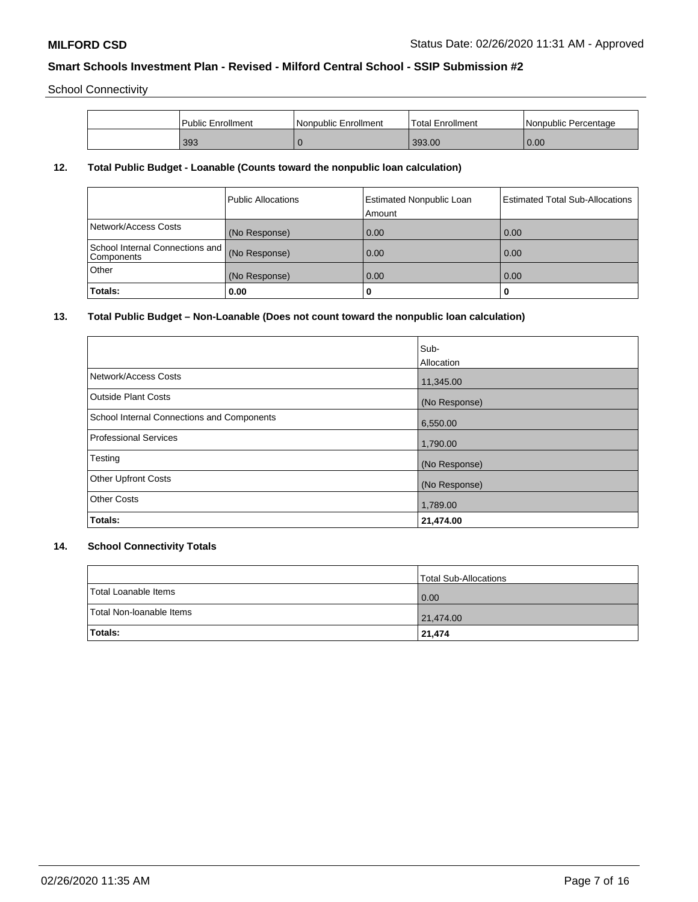School Connectivity

| | Public Enrollment | Nonpublic Enrollment | Total Enrollment | Nonpublic Percentage |
|---|---|---|---|---|
| | 393 | 0 | 393.00 | 0.00 |

### 12. Total Public Budget - Loanable (Counts toward the nonpublic loan calculation)

| | Public Allocations | Estimated Nonpublic Loan Amount | Estimated Total Sub-Allocations |
|---|---|---|---|
| Network/Access Costs | (No Response) | 0.00 | 0.00 |
| School Internal Connections and Components | (No Response) | 0.00 | 0.00 |
| Other | (No Response) | 0.00 | 0.00 |
| **Totals:** | **0.00** | **0** | **0** |

### 13. Total Public Budget – Non-Loanable (Does not count toward the nonpublic loan calculation)

| | Sub-Allocation |
|---|---|
| Network/Access Costs | 11,345.00 |
| Outside Plant Costs | (No Response) |
| School Internal Connections and Components | 6,550.00 |
| Professional Services | 1,790.00 |
| Testing | (No Response) |
| Other Upfront Costs | (No Response) |
| Other Costs | 1,789.00 |
| **Totals:** | **21,474.00** |

### 14. School Connectivity Totals

| | Total Sub-Allocations |
|---|---|
| Total Loanable Items | 0.00 |
| Total Non-loanable Items | 21,474.00 |
| **Totals:** | **21,474** |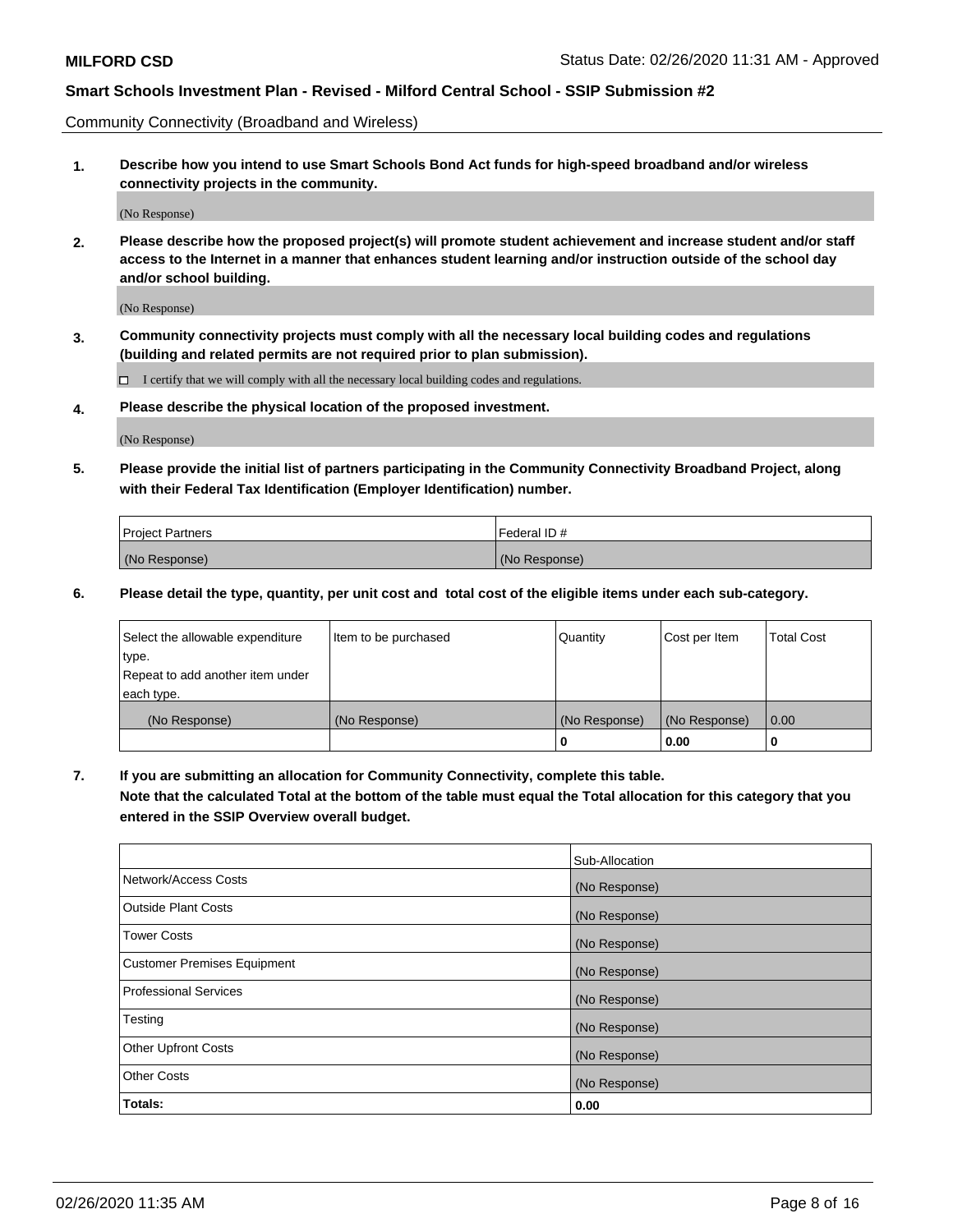Community Connectivity (Broadband and Wireless)

**1. Describe how you intend to use Smart Schools Bond Act funds for high-speed broadband and/or wireless connectivity projects in the community.**

(No Response)

**2. Please describe how the proposed project(s) will promote student achievement and increase student and/or staff access to the Internet in a manner that enhances student learning and/or instruction outside of the school day and/or school building.**

(No Response)

**3. Community connectivity projects must comply with all the necessary local building codes and regulations (building and related permits are not required prior to plan submission).**

☐ I certify that we will comply with all the necessary local building codes and regulations.

**4. Please describe the physical location of the proposed investment.**

(No Response)

**5. Please provide the initial list of partners participating in the Community Connectivity Broadband Project, along with their Federal Tax Identification (Employer Identification) number.**

| Project Partners | Federal ID # |
|---|---|
| (No Response) | (No Response) |

**6. Please detail the type, quantity, per unit cost and total cost of the eligible items under each sub-category.**

| Select the allowable expenditure type. Repeat to add another item under each type. | Item to be purchased | Quantity | Cost per Item | Total Cost |
|---|---|---|---|---|
| (No Response) | (No Response) | (No Response) | (No Response) | 0.00 |
| | | 0 | 0.00 | 0 |

**7. If you are submitting an allocation for Community Connectivity, complete this table. Note that the calculated Total at the bottom of the table must equal the Total allocation for this category that you entered in the SSIP Overview overall budget.**

| | Sub-Allocation |
|---|---|
| Network/Access Costs | (No Response) |
| Outside Plant Costs | (No Response) |
| Tower Costs | (No Response) |
| Customer Premises Equipment | (No Response) |
| Professional Services | (No Response) |
| Testing | (No Response) |
| Other Upfront Costs | (No Response) |
| Other Costs | (No Response) |
| **Totals:** | **0.00** |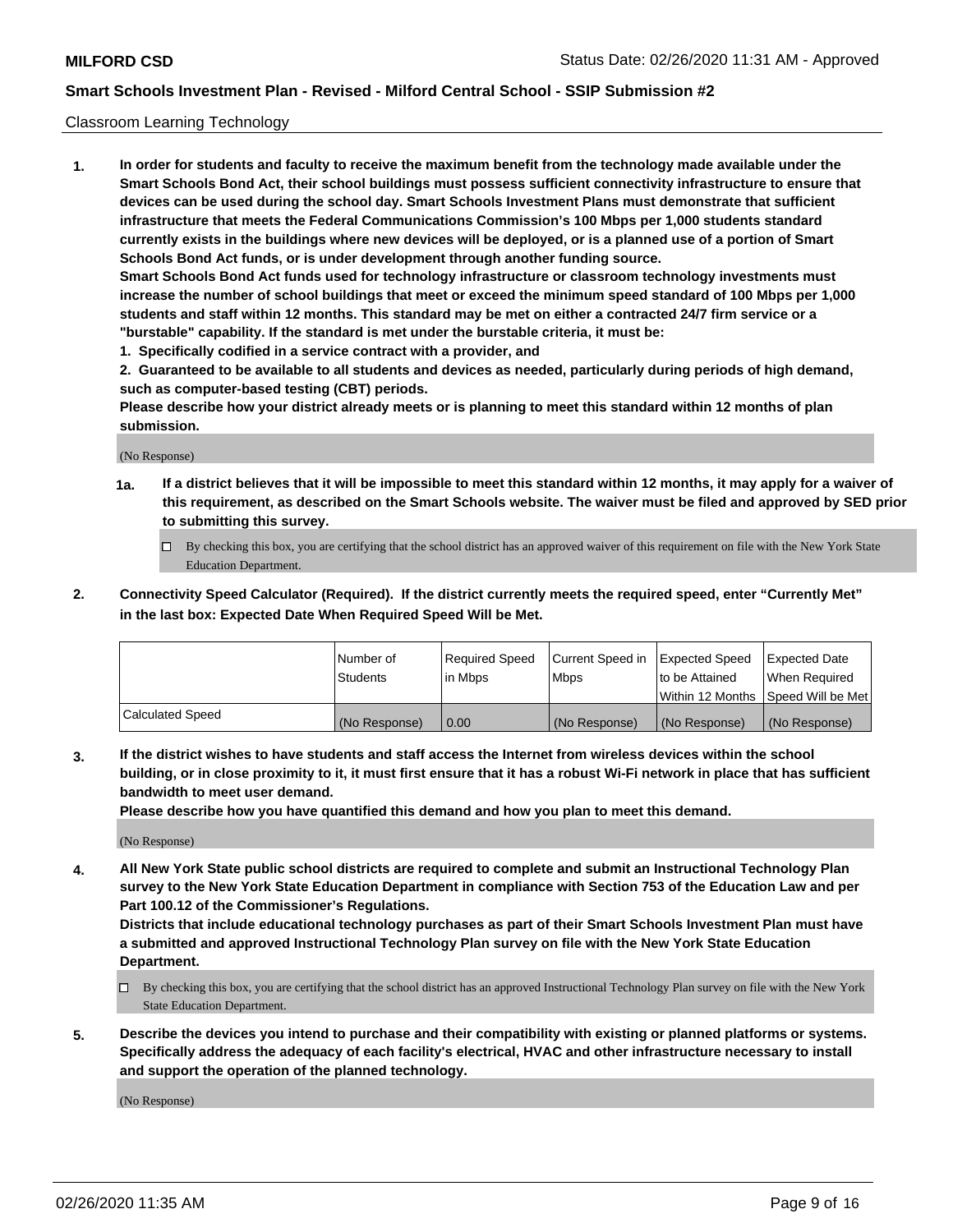Classroom Learning Technology

**1. In order for students and faculty to receive the maximum benefit from the technology made available under the Smart Schools Bond Act, their school buildings must possess sufficient connectivity infrastructure to ensure that devices can be used during the school day. Smart Schools Investment Plans must demonstrate that sufficient infrastructure that meets the Federal Communications Commission's 100 Mbps per 1,000 students standard currently exists in the buildings where new devices will be deployed, or is a planned use of a portion of Smart Schools Bond Act funds, or is under development through another funding source.**

**Smart Schools Bond Act funds used for technology infrastructure or classroom technology investments must increase the number of school buildings that meet or exceed the minimum speed standard of 100 Mbps per 1,000 students and staff within 12 months. This standard may be met on either a contracted 24/7 firm service or a "burstable" capability. If the standard is met under the burstable criteria, it must be:**

**1. Specifically codified in a service contract with a provider, and**

**2. Guaranteed to be available to all students and devices as needed, particularly during periods of high demand, such as computer-based testing (CBT) periods.**

**Please describe how your district already meets or is planning to meet this standard within 12 months of plan submission.**

(No Response)

**1a. If a district believes that it will be impossible to meet this standard within 12 months, it may apply for a waiver of this requirement, as described on the Smart Schools website. The waiver must be filed and approved by SED prior to submitting this survey.**

☐ By checking this box, you are certifying that the school district has an approved waiver of this requirement on file with the New York State Education Department.

**2. Connectivity Speed Calculator (Required). If the district currently meets the required speed, enter "Currently Met" in the last box: Expected Date When Required Speed Will be Met.**

| | Number of Students | Required Speed in Mbps | Current Speed in Mbps | Expected Speed to be Attained Within 12 Months | Expected Date When Required Speed Will be Met |
|---|---|---|---|---|---|
| Calculated Speed | (No Response) | 0.00 | (No Response) | (No Response) | (No Response) |

**3. If the district wishes to have students and staff access the Internet from wireless devices within the school building, or in close proximity to it, it must first ensure that it has a robust Wi-Fi network in place that has sufficient bandwidth to meet user demand.**

**Please describe how you have quantified this demand and how you plan to meet this demand.**

(No Response)

**4. All New York State public school districts are required to complete and submit an Instructional Technology Plan survey to the New York State Education Department in compliance with Section 753 of the Education Law and per Part 100.12 of the Commissioner's Regulations.**

**Districts that include educational technology purchases as part of their Smart Schools Investment Plan must have a submitted and approved Instructional Technology Plan survey on file with the New York State Education Department.**

☐ By checking this box, you are certifying that the school district has an approved Instructional Technology Plan survey on file with the New York State Education Department.

**5. Describe the devices you intend to purchase and their compatibility with existing or planned platforms or systems. Specifically address the adequacy of each facility's electrical, HVAC and other infrastructure necessary to install and support the operation of the planned technology.**

(No Response)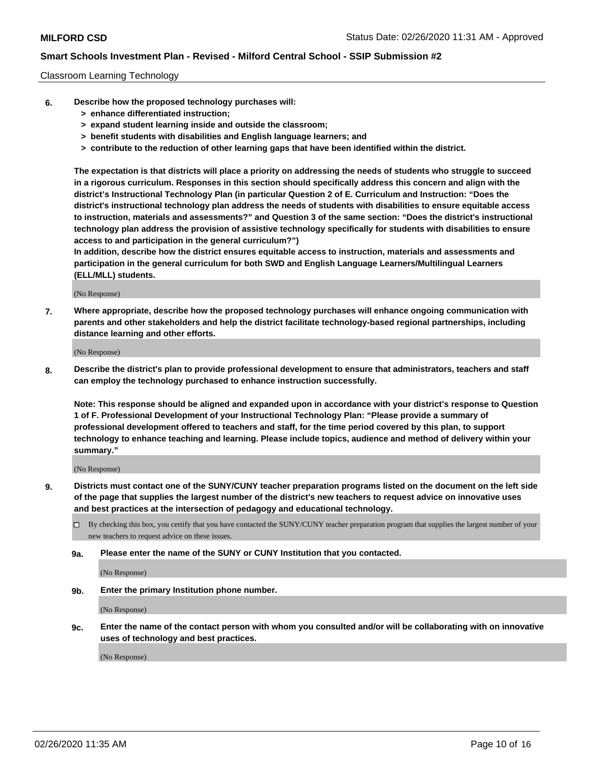Classroom Learning Technology

**6. Describe how the proposed technology purchases will:**
**> enhance differentiated instruction;**
**> expand student learning inside and outside the classroom;**
**> benefit students with disabilities and English language learners; and**
**> contribute to the reduction of other learning gaps that have been identified within the district.**

**The expectation is that districts will place a priority on addressing the needs of students who struggle to succeed in a rigorous curriculum. Responses in this section should specifically address this concern and align with the district's Instructional Technology Plan (in particular Question 2 of E. Curriculum and Instruction: "Does the district's instructional technology plan address the needs of students with disabilities to ensure equitable access to instruction, materials and assessments?" and Question 3 of the same section: "Does the district's instructional technology plan address the provision of assistive technology specifically for students with disabilities to ensure access to and participation in the general curriculum?")**

**In addition, describe how the district ensures equitable access to instruction, materials and assessments and participation in the general curriculum for both SWD and English Language Learners/Multilingual Learners (ELL/MLL) students.**

(No Response)

**7. Where appropriate, describe how the proposed technology purchases will enhance ongoing communication with parents and other stakeholders and help the district facilitate technology-based regional partnerships, including distance learning and other efforts.**

(No Response)

**8. Describe the district's plan to provide professional development to ensure that administrators, teachers and staff can employ the technology purchased to enhance instruction successfully.**

**Note: This response should be aligned and expanded upon in accordance with your district's response to Question 1 of F. Professional Development of your Instructional Technology Plan: "Please provide a summary of professional development offered to teachers and staff, for the time period covered by this plan, to support technology to enhance teaching and learning. Please include topics, audience and method of delivery within your summary."**

(No Response)

**9. Districts must contact one of the SUNY/CUNY teacher preparation programs listed on the document on the left side of the page that supplies the largest number of the district's new teachers to request advice on innovative uses and best practices at the intersection of pedagogy and educational technology.**

☐ By checking this box, you certify that you have contacted the SUNY/CUNY teacher preparation program that supplies the largest number of your new teachers to request advice on these issues.

**9a. Please enter the name of the SUNY or CUNY Institution that you contacted.**

(No Response)

**9b. Enter the primary Institution phone number.**

(No Response)

**9c. Enter the name of the contact person with whom you consulted and/or will be collaborating with on innovative uses of technology and best practices.**

(No Response)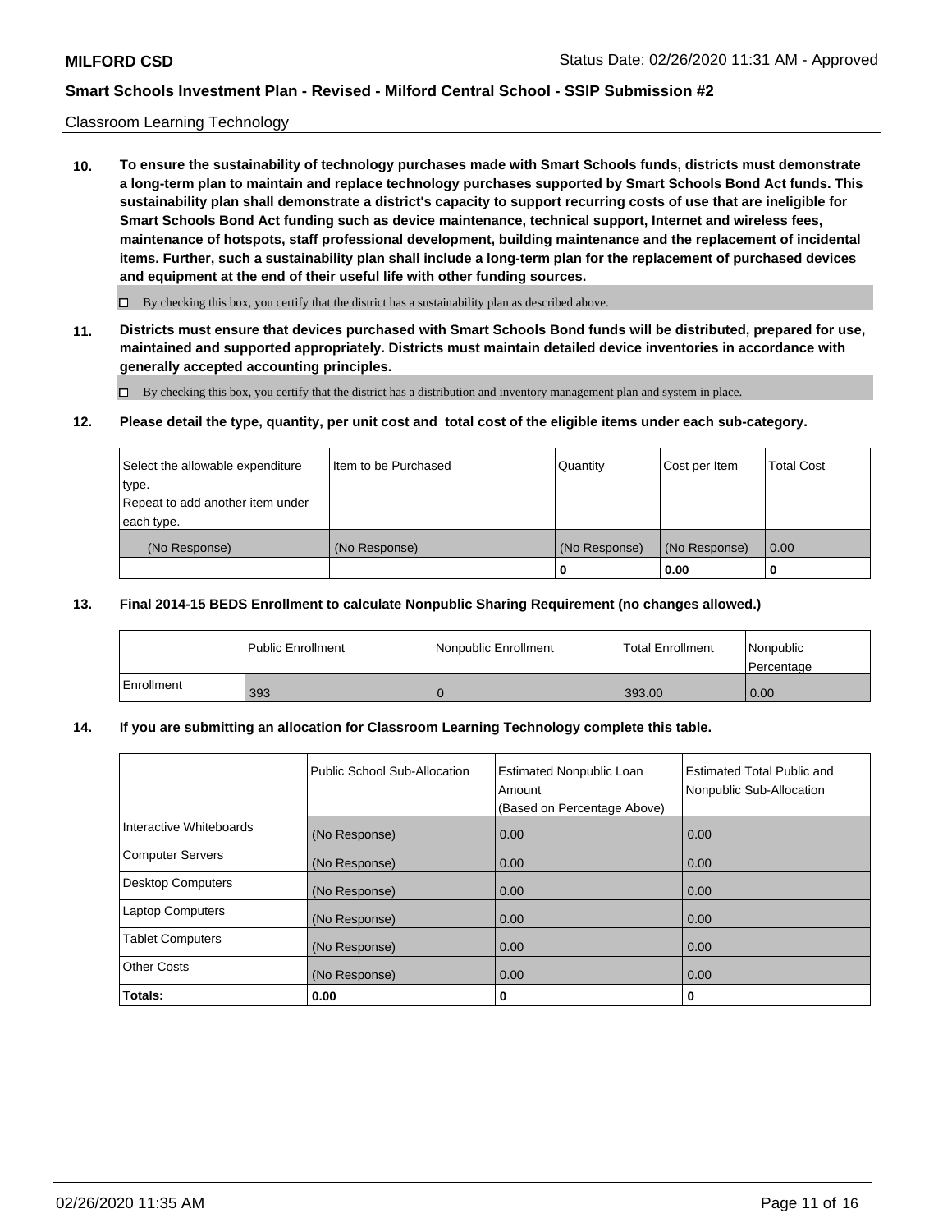Classroom Learning Technology

**10. To ensure the sustainability of technology purchases made with Smart Schools funds, districts must demonstrate a long-term plan to maintain and replace technology purchases supported by Smart Schools Bond Act funds. This sustainability plan shall demonstrate a district's capacity to support recurring costs of use that are ineligible for Smart Schools Bond Act funding such as device maintenance, technical support, Internet and wireless fees, maintenance of hotspots, staff professional development, building maintenance and the replacement of incidental items. Further, such a sustainability plan shall include a long-term plan for the replacement of purchased devices and equipment at the end of their useful life with other funding sources.**

☐ By checking this box, you certify that the district has a sustainability plan as described above.

**11. Districts must ensure that devices purchased with Smart Schools Bond funds will be distributed, prepared for use, maintained and supported appropriately. Districts must maintain detailed device inventories in accordance with generally accepted accounting principles.**

☐ By checking this box, you certify that the district has a distribution and inventory management plan and system in place.

**12. Please detail the type, quantity, per unit cost and total cost of the eligible items under each sub-category.**

| Select the allowable expenditure type. Repeat to add another item under each type. | Item to be Purchased | Quantity | Cost per Item | Total Cost |
|---|---|---|---|---|
| (No Response) | (No Response) | (No Response) | (No Response) | 0.00 |
| | | **0** | **0.00** | **0** |

**13. Final 2014-15 BEDS Enrollment to calculate Nonpublic Sharing Requirement (no changes allowed.)**

| | Public Enrollment | Nonpublic Enrollment | Total Enrollment | Nonpublic Percentage |
|---|---|---|---|---|
| Enrollment | 393 | 0 | 393.00 | 0.00 |

**14. If you are submitting an allocation for Classroom Learning Technology complete this table.**

| | Public School Sub-Allocation | Estimated Nonpublic Loan Amount (Based on Percentage Above) | Estimated Total Public and Nonpublic Sub-Allocation |
|---|---|---|---|
| Interactive Whiteboards | (No Response) | 0.00 | 0.00 |
| Computer Servers | (No Response) | 0.00 | 0.00 |
| Desktop Computers | (No Response) | 0.00 | 0.00 |
| Laptop Computers | (No Response) | 0.00 | 0.00 |
| Tablet Computers | (No Response) | 0.00 | 0.00 |
| Other Costs | (No Response) | 0.00 | 0.00 |
| **Totals:** | **0.00** | **0** | **0** |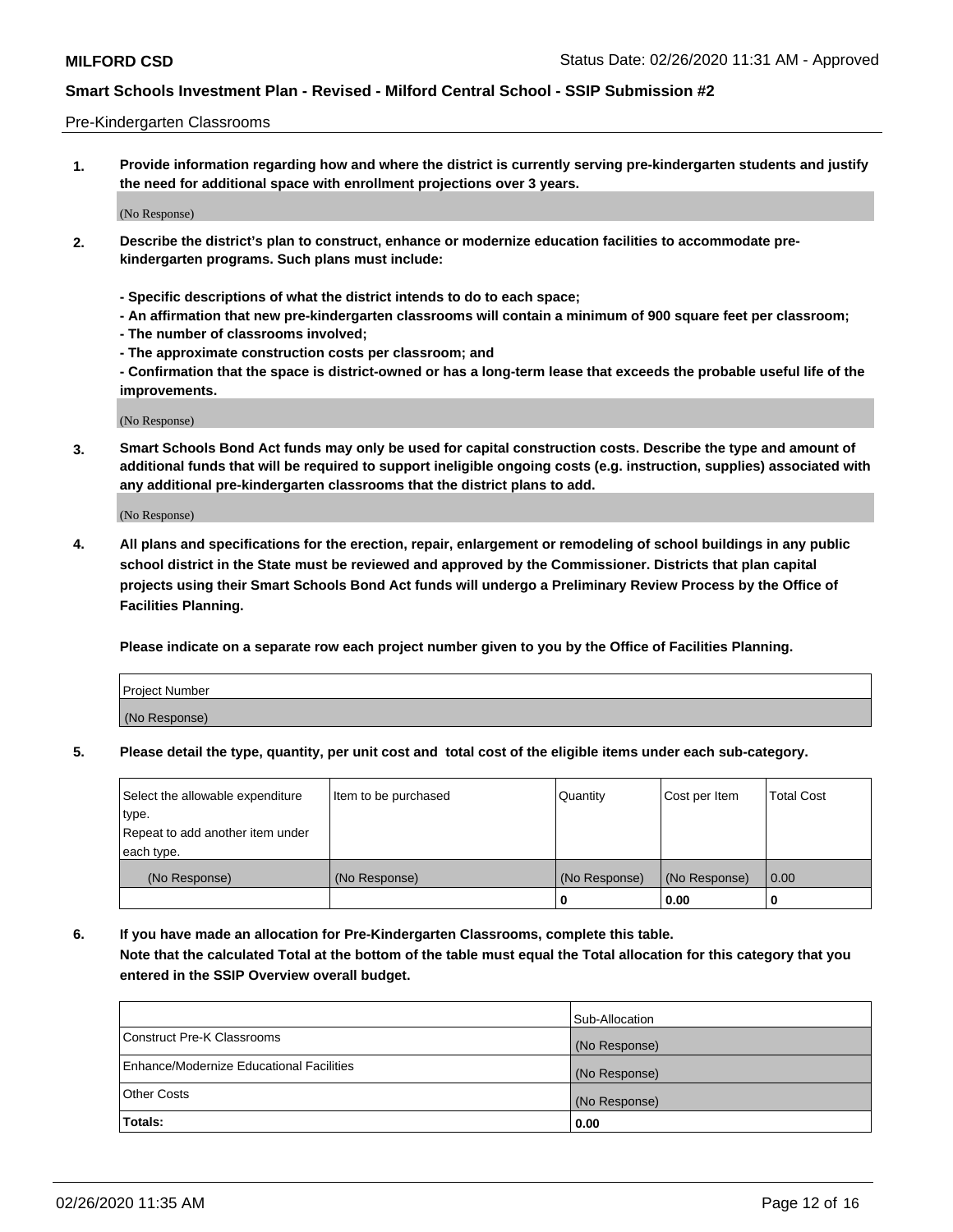Pre-Kindergarten Classrooms

**1. Provide information regarding how and where the district is currently serving pre-kindergarten students and justify the need for additional space with enrollment projections over 3 years.**

(No Response)

**2. Describe the district's plan to construct, enhance or modernize education facilities to accommodate pre-kindergarten programs. Such plans must include:**

**- Specific descriptions of what the district intends to do to each space;**
**- An affirmation that new pre-kindergarten classrooms will contain a minimum of 900 square feet per classroom;**
**- The number of classrooms involved;**
**- The approximate construction costs per classroom; and**
**- Confirmation that the space is district-owned or has a long-term lease that exceeds the probable useful life of the improvements.**

(No Response)

**3. Smart Schools Bond Act funds may only be used for capital construction costs. Describe the type and amount of additional funds that will be required to support ineligible ongoing costs (e.g. instruction, supplies) associated with any additional pre-kindergarten classrooms that the district plans to add.**

(No Response)

**4. All plans and specifications for the erection, repair, enlargement or remodeling of school buildings in any public school district in the State must be reviewed and approved by the Commissioner. Districts that plan capital projects using their Smart Schools Bond Act funds will undergo a Preliminary Review Process by the Office of Facilities Planning.**

**Please indicate on a separate row each project number given to you by the Office of Facilities Planning.**

| Project Number |
|---|
| (No Response) |

**5. Please detail the type, quantity, per unit cost and total cost of the eligible items under each sub-category.**

| Select the allowable expenditure type. Repeat to add another item under each type. | Item to be purchased | Quantity | Cost per Item | Total Cost |
|---|---|---|---|---|
| (No Response) | (No Response) | (No Response) | (No Response) | 0.00 |
| | | 0 | 0.00 | 0 |

**6. If you have made an allocation for Pre-Kindergarten Classrooms, complete this table. Note that the calculated Total at the bottom of the table must equal the Total allocation for this category that you entered in the SSIP Overview overall budget.**

| | Sub-Allocation |
|---|---|
| Construct Pre-K Classrooms | (No Response) |
| Enhance/Modernize Educational Facilities | (No Response) |
| Other Costs | (No Response) |
| **Totals:** | **0.00** |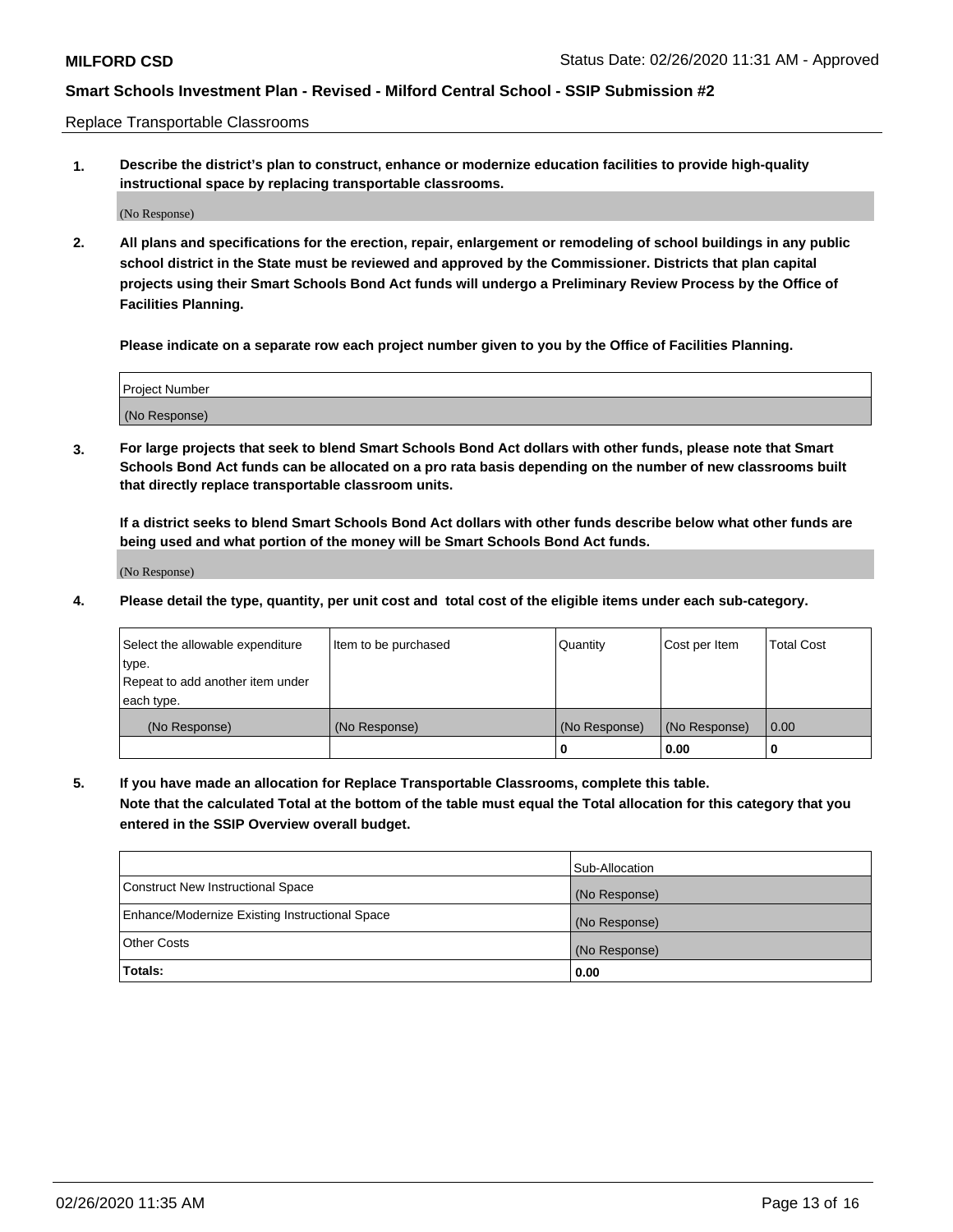**MILFORD CSD** Status Date: 02/26/2020 11:31 AM - Approved

**Smart Schools Investment Plan - Revised - Milford Central School - SSIP Submission #2**

Replace Transportable Classrooms

1. **Describe the district's plan to construct, enhance or modernize education facilities to provide high-quality instructional space by replacing transportable classrooms.**

   (No Response)

2. **All plans and specifications for the erection, repair, enlargement or remodeling of school buildings in any public school district in the State must be reviewed and approved by the Commissioner. Districts that plan capital projects using their Smart Schools Bond Act funds will undergo a Preliminary Review Process by the Office of Facilities Planning.**

   **Please indicate on a separate row each project number given to you by the Office of Facilities Planning.**

| Project Number |
| --- |
| (No Response) |

3. **For large projects that seek to blend Smart Schools Bond Act dollars with other funds, please note that Smart Schools Bond Act funds can be allocated on a pro rata basis depending on the number of new classrooms built that directly replace transportable classroom units.**

   **If a district seeks to blend Smart Schools Bond Act dollars with other funds describe below what other funds are being used and what portion of the money will be Smart Schools Bond Act funds.**

   (No Response)

4. **Please detail the type, quantity, per unit cost and total cost of the eligible items under each sub-category.**

| Select the allowable expenditure type. Repeat to add another item under each type. | Item to be purchased | Quantity | Cost per Item | Total Cost |
| --- | --- | --- | --- | --- |
| (No Response) | (No Response) | (No Response) | (No Response) | 0.00 |
| | | 0 | 0.00 | 0 |

5. **If you have made an allocation for Replace Transportable Classrooms, complete this table. Note that the calculated Total at the bottom of the table must equal the Total allocation for this category that you entered in the SSIP Overview overall budget.**

| | Sub-Allocation |
| --- | --- |
| Construct New Instructional Space | (No Response) |
| Enhance/Modernize Existing Instructional Space | (No Response) |
| Other Costs | (No Response) |
| **Totals:** | **0.00** |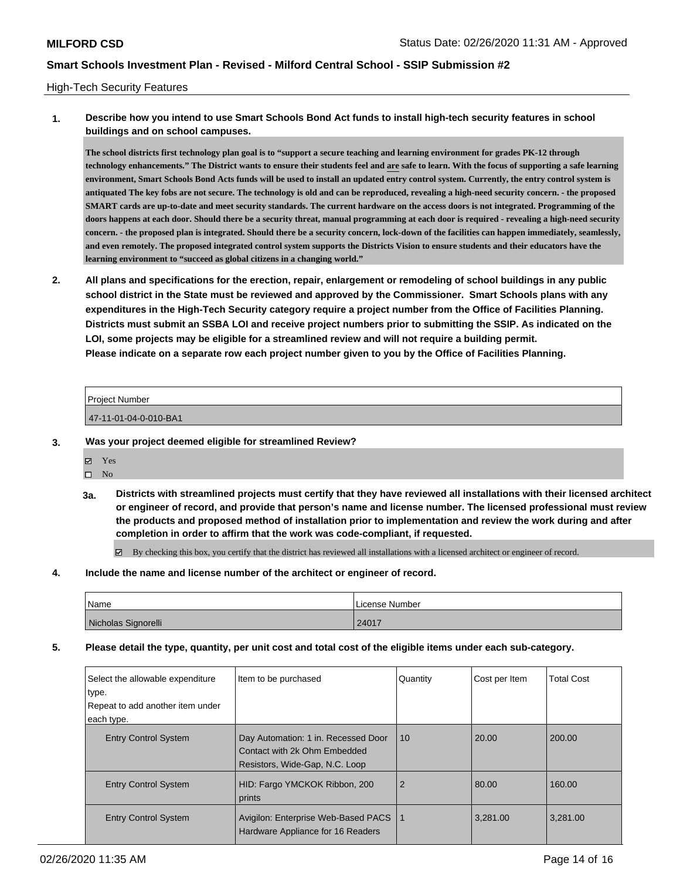High-Tech Security Features

**1. Describe how you intend to use Smart Schools Bond Act funds to install high-tech security features in school buildings and on school campuses.**

**The school districts first technology plan goal is to "support a secure teaching and learning environment for grades PK-12 through technology enhancements." The District wants to ensure their students feel and are safe to learn. With the focus of supporting a safe learning environment, Smart Schools Bond Acts funds will be used to install an updated entry control system. Currently, the entry control system is antiquated The key fobs are not secure. The technology is old and can be reproduced, revealing a high-need security concern. - the proposed SMART cards are up-to-date and meet security standards. The current hardware on the access doors is not integrated. Programming of the doors happens at each door. Should there be a security threat, manual programming at each door is required - revealing a high-need security concern. - the proposed plan is integrated. Should there be a security concern, lock-down of the facilities can happen immediately, seamlessly, and even remotely. The proposed integrated control system supports the Districts Vision to ensure students and their educators have the learning environment to "succeed as global citizens in a changing world."**

**2. All plans and specifications for the erection, repair, enlargement or remodeling of school buildings in any public school district in the State must be reviewed and approved by the Commissioner. Smart Schools plans with any expenditures in the High-Tech Security category require a project number from the Office of Facilities Planning. Districts must submit an SSBA LOI and receive project numbers prior to submitting the SSIP. As indicated on the LOI, some projects may be eligible for a streamlined review and will not require a building permit. Please indicate on a separate row each project number given to you by the Office of Facilities Planning.**

| Project Number |
| --- |
| 47-11-01-04-0-010-BA1 |

**3. Was your project deemed eligible for streamlined Review?**

- ☑ Yes
- ☐ No

**3a. Districts with streamlined projects must certify that they have reviewed all installations with their licensed architect or engineer of record, and provide that person's name and license number. The licensed professional must review the products and proposed method of installation prior to implementation and review the work during and after completion in order to affirm that the work was code-compliant, if requested.**

- ☑ By checking this box, you certify that the district has reviewed all installations with a licensed architect or engineer of record.

**4. Include the name and license number of the architect or engineer of record.**

| Name | License Number |
| --- | --- |
| Nicholas Signorelli | 24017 |

**5. Please detail the type, quantity, per unit cost and total cost of the eligible items under each sub-category.**

| Select the allowable expenditure type. Repeat to add another item under each type. | Item to be purchased | Quantity | Cost per Item | Total Cost |
| --- | --- | --- | --- | --- |
| Entry Control System | Day Automation: 1 in. Recessed Door Contact with 2k Ohm Embedded Resistors, Wide-Gap, N.C. Loop | 10 | 20.00 | 200.00 |
| Entry Control System | HID: Fargo YMCKOK Ribbon, 200 prints | 2 | 80.00 | 160.00 |
| Entry Control System | Avigilon: Enterprise Web-Based PACS Hardware Appliance for 16 Readers | 1 | 3,281.00 | 3,281.00 |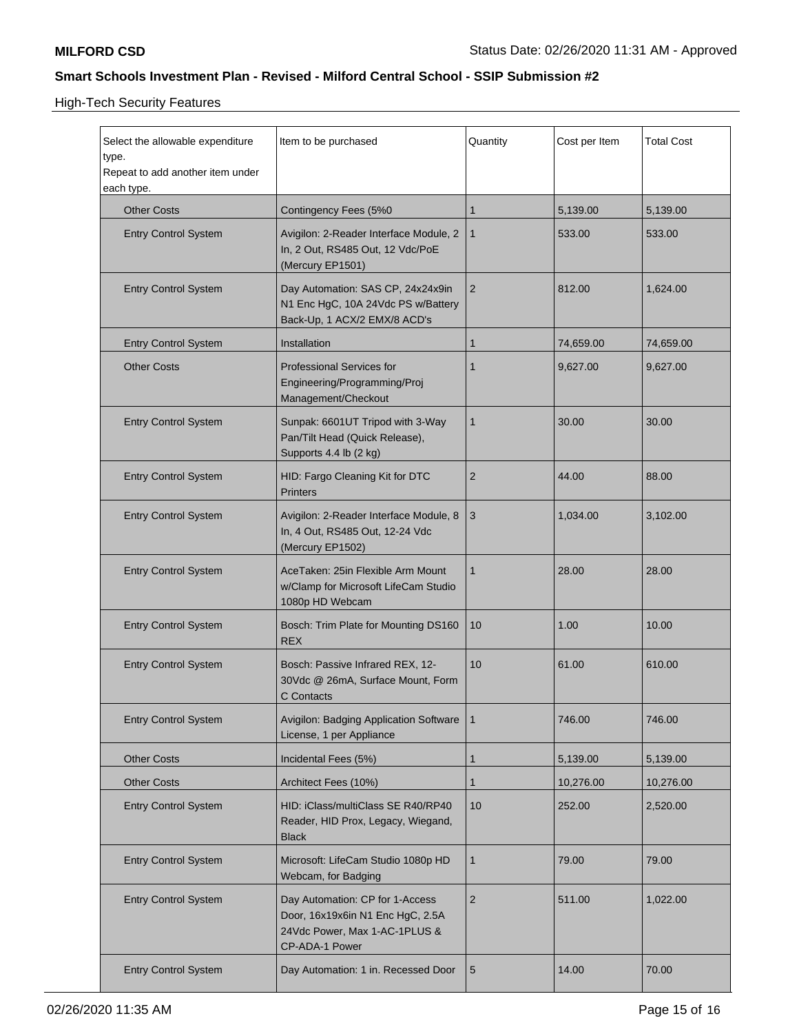## High-Tech Security Features

| Select the allowable expenditure type.<br>Repeat to add another item under each type. | Item to be purchased | Quantity | Cost per Item | Total Cost |
|---|---|---|---|---|
| Other Costs | Contingency Fees (5%0 | 1 | 5,139.00 | 5,139.00 |
| Entry Control System | Avigilon: 2-Reader Interface Module, 2 In, 2 Out, RS485 Out, 12 Vdc/PoE (Mercury EP1501) | 1 | 533.00 | 533.00 |
| Entry Control System | Day Automation: SAS CP, 24x24x9in N1 Enc HgC, 10A 24Vdc PS w/Battery Back-Up, 1 ACX/2 EMX/8 ACD's | 2 | 812.00 | 1,624.00 |
| Entry Control System | Installation | 1 | 74,659.00 | 74,659.00 |
| Other Costs | Professional Services for Engineering/Programming/Proj Management/Checkout | 1 | 9,627.00 | 9,627.00 |
| Entry Control System | Sunpak: 6601UT Tripod with 3-Way Pan/Tilt Head (Quick Release), Supports 4.4 lb (2 kg) | 1 | 30.00 | 30.00 |
| Entry Control System | HID: Fargo Cleaning Kit for DTC Printers | 2 | 44.00 | 88.00 |
| Entry Control System | Avigilon: 2-Reader Interface Module, 8 In, 4 Out, RS485 Out, 12-24 Vdc (Mercury EP1502) | 3 | 1,034.00 | 3,102.00 |
| Entry Control System | AceTaken: 25in Flexible Arm Mount w/Clamp for Microsoft LifeCam Studio 1080p HD Webcam | 1 | 28.00 | 28.00 |
| Entry Control System | Bosch: Trim Plate for Mounting DS160 REX | 10 | 1.00 | 10.00 |
| Entry Control System | Bosch: Passive Infrared REX, 12-30Vdc @ 26mA, Surface Mount, Form C Contacts | 10 | 61.00 | 610.00 |
| Entry Control System | Avigilon: Badging Application Software License, 1 per Appliance | 1 | 746.00 | 746.00 |
| Other Costs | Incidental Fees (5%) | 1 | 5,139.00 | 5,139.00 |
| Other Costs | Architect Fees (10%) | 1 | 10,276.00 | 10,276.00 |
| Entry Control System | HID: iClass/multiClass SE R40/RP40 Reader, HID Prox, Legacy, Wiegand, Black | 10 | 252.00 | 2,520.00 |
| Entry Control System | Microsoft: LifeCam Studio 1080p HD Webcam, for Badging | 1 | 79.00 | 79.00 |
| Entry Control System | Day Automation: CP for 1-Access Door, 16x19x6in N1 Enc HgC, 2.5A 24Vdc Power, Max 1-AC-1PLUS & CP-ADA-1 Power | 2 | 511.00 | 1,022.00 |
| Entry Control System | Day Automation: 1 in. Recessed Door | 5 | 14.00 | 70.00 |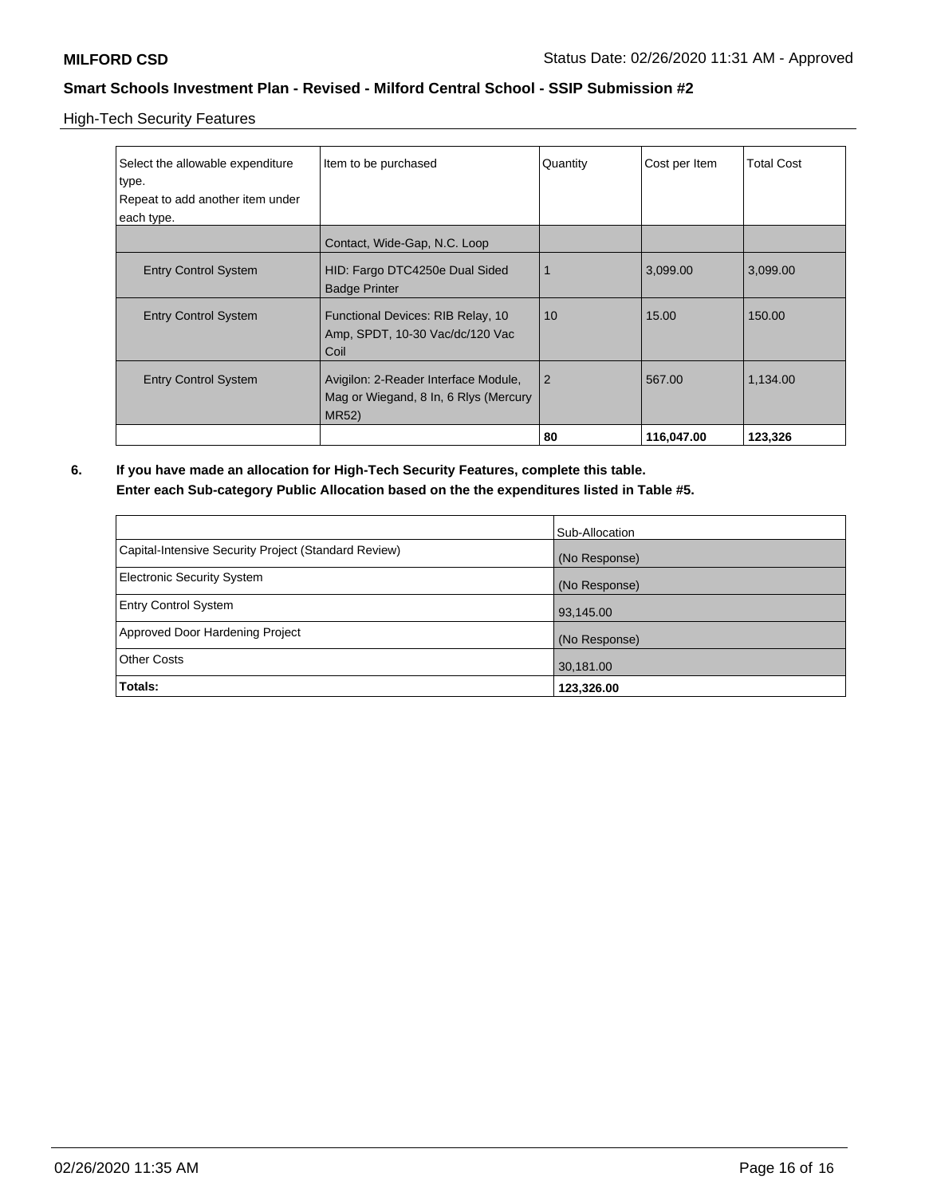High-Tech Security Features

| Select the allowable expenditure type.<br>Repeat to add another item under each type. | Item to be purchased | Quantity | Cost per Item | Total Cost |
|---|---|---|---|---|
| | Contact, Wide-Gap, N.C. Loop | | | |
| Entry Control System | HID: Fargo DTC4250e Dual Sided Badge Printer | 1 | 3,099.00 | 3,099.00 |
| Entry Control System | Functional Devices: RIB Relay, 10 Amp, SPDT, 10-30 Vac/dc/120 Vac Coil | 10 | 15.00 | 150.00 |
| Entry Control System | Avigilon: 2-Reader Interface Module, Mag or Wiegand, 8 In, 6 Rlys (Mercury MR52) | 2 | 567.00 | 1,134.00 |
| | | **80** | **116,047.00** | **123,326** |

**6. If you have made an allocation for High-Tech Security Features, complete this table.**
**Enter each Sub-category Public Allocation based on the the expenditures listed in Table #5.**

| | Sub-Allocation |
|---|---|
| Capital-Intensive Security Project (Standard Review) | (No Response) |
| Electronic Security System | (No Response) |
| Entry Control System | 93,145.00 |
| Approved Door Hardening Project | (No Response) |
| Other Costs | 30,181.00 |
| **Totals:** | **123,326.00** |